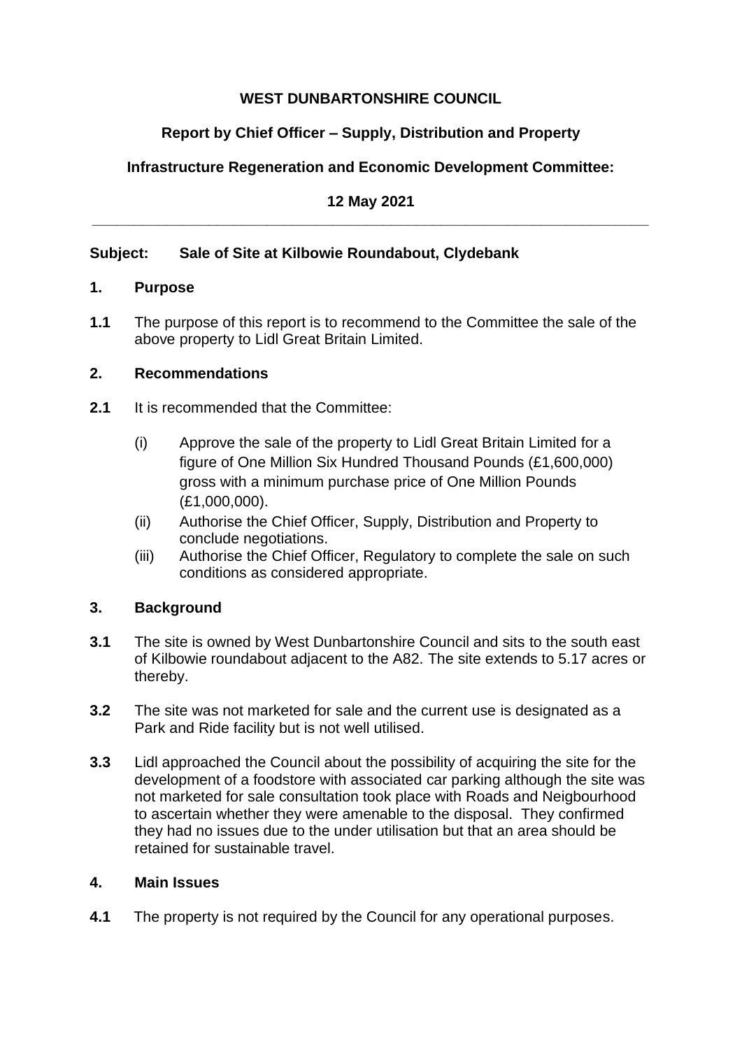**WEST DUNBARTONSHIRE COUNCIL**

**Report by Chief Officer – Supply, Distribution and Property**

**Infrastructure Regeneration and Economic Development Committee:**

**12 May 2021**

---

**Subject: Sale of Site at Kilbowie Roundabout, Clydebank**

## 1. Purpose

**1.1** The purpose of this report is to recommend to the Committee the sale of the above property to Lidl Great Britain Limited.

## 2. Recommendations

**2.1** It is recommended that the Committee:

(i) Approve the sale of the property to Lidl Great Britain Limited for a figure of One Million Six Hundred Thousand Pounds (£1,600,000) gross with a minimum purchase price of One Million Pounds (£1,000,000).

(ii) Authorise the Chief Officer, Supply, Distribution and Property to conclude negotiations.

(iii) Authorise the Chief Officer, Regulatory to complete the sale on such conditions as considered appropriate.

## 3. Background

**3.1** The site is owned by West Dunbartonshire Council and sits to the south east of Kilbowie roundabout adjacent to the A82. The site extends to 5.17 acres or thereby.

**3.2** The site was not marketed for sale and the current use is designated as a Park and Ride facility but is not well utilised.

**3.3** Lidl approached the Council about the possibility of acquiring the site for the development of a foodstore with associated car parking although the site was not marketed for sale consultation took place with Roads and Neigbourhood to ascertain whether they were amenable to the disposal. They confirmed they had no issues due to the under utilisation but that an area should be retained for sustainable travel.

## 4. Main Issues

**4.1** The property is not required by the Council for any operational purposes.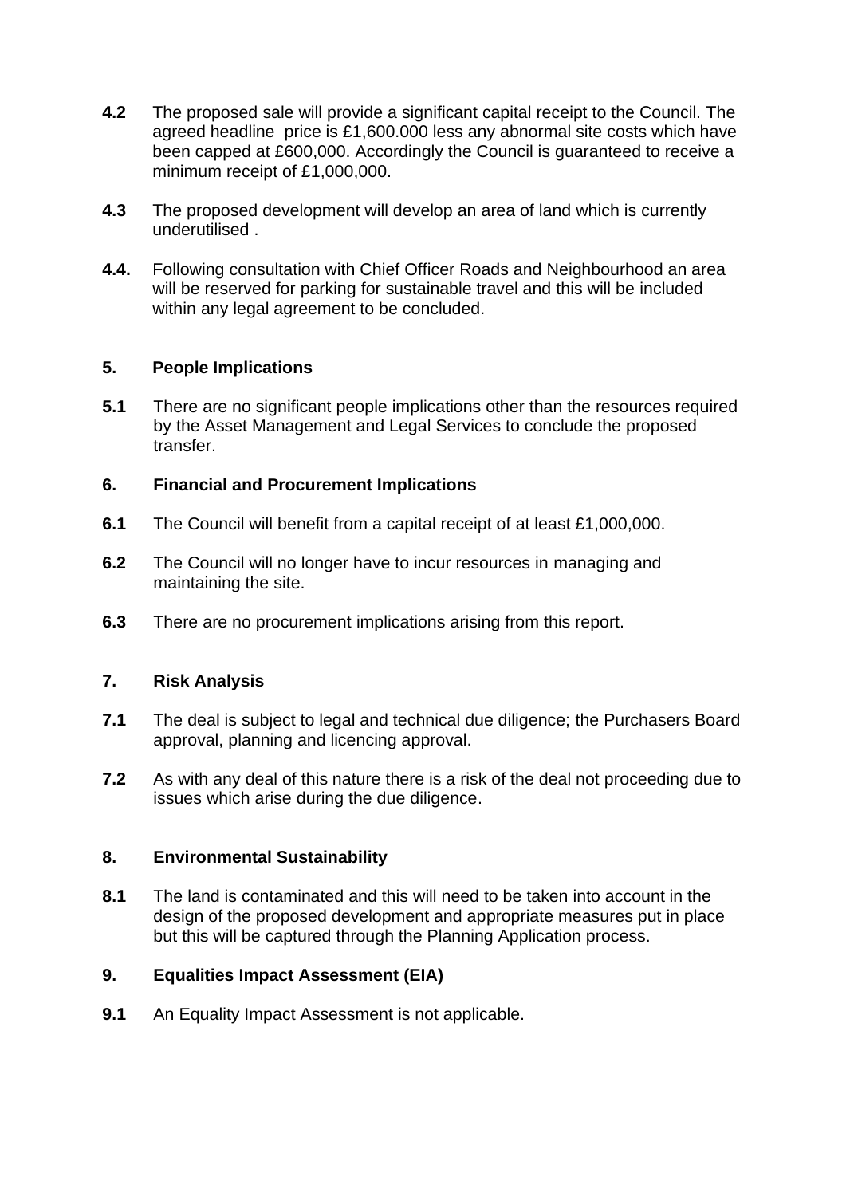**4.2** The proposed sale will provide a significant capital receipt to the Council. The agreed headline price is £1,600.000 less any abnormal site costs which have been capped at £600,000. Accordingly the Council is guaranteed to receive a minimum receipt of £1,000,000.

**4.3** The proposed development will develop an area of land which is currently underutilised .

**4.4.** Following consultation with Chief Officer Roads and Neighbourhood an area will be reserved for parking for sustainable travel and this will be included within any legal agreement to be concluded.

## 5. People Implications

**5.1** There are no significant people implications other than the resources required by the Asset Management and Legal Services to conclude the proposed transfer.

## 6. Financial and Procurement Implications

**6.1** The Council will benefit from a capital receipt of at least £1,000,000.

**6.2** The Council will no longer have to incur resources in managing and maintaining the site.

**6.3** There are no procurement implications arising from this report.

## 7. Risk Analysis

**7.1** The deal is subject to legal and technical due diligence; the Purchasers Board approval, planning and licencing approval.

**7.2** As with any deal of this nature there is a risk of the deal not proceeding due to issues which arise during the due diligence.

## 8. Environmental Sustainability

**8.1** The land is contaminated and this will need to be taken into account in the design of the proposed development and appropriate measures put in place but this will be captured through the Planning Application process.

## 9. Equalities Impact Assessment (EIA)

**9.1** An Equality Impact Assessment is not applicable.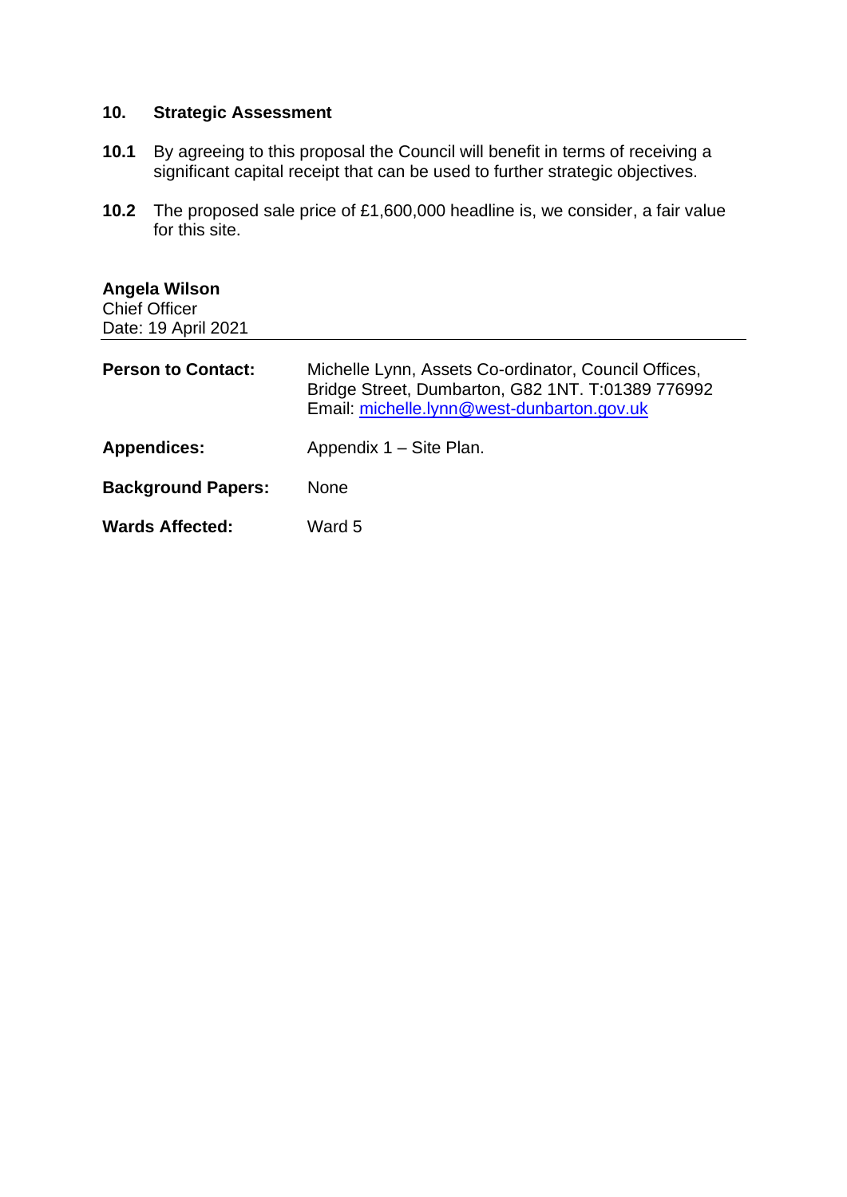## 10. Strategic Assessment

**10.1** By agreeing to this proposal the Council will benefit in terms of receiving a significant capital receipt that can be used to further strategic objectives.

**10.2** The proposed sale price of £1,600,000 headline is, we consider, a fair value for this site.

**Angela Wilson**
Chief Officer
Date: 19 April 2021

---

| | |
|---|---|
| **Person to Contact:** | Michelle Lynn, Assets Co-ordinator, Council Offices, Bridge Street, Dumbarton, G82 1NT. T:01389 776992 Email: michelle.lynn@west-dunbarton.gov.uk |
| **Appendices:** | Appendix 1 – Site Plan. |
| **Background Papers:** | None |
| **Wards Affected:** | Ward 5 |